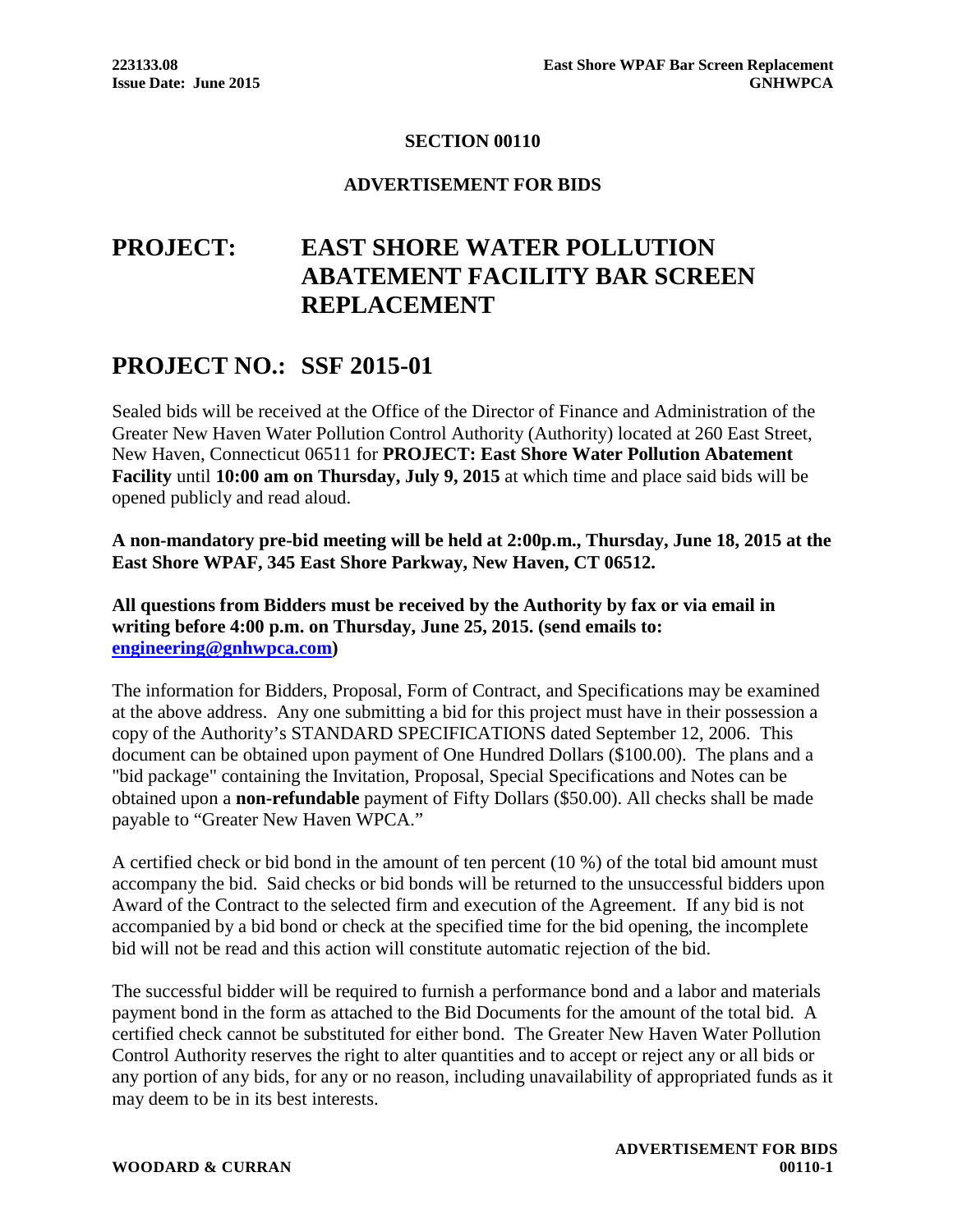## SECTION 00110

## ADVERTISEMENT FOR BIDS

# PROJECT: EAST SHORE WATER POLLUTION ABATEMENT FACILITY BAR SCREEN REPLACEMENT

# PROJECT NO.: SSF 2015-01

Sealed bids will be received at the Office of the Director of Finance and Administration of the Greater New Haven Water Pollution Control Authority (Authority) located at 260 East Street, New Haven, Connecticut 06511 for **PROJECT: East Shore Water Pollution Abatement Facility** until **10:00 am on Thursday, July 9, 2015** at which time and place said bids will be opened publicly and read aloud.

**A non-mandatory pre-bid meeting will be held at 2:00p.m., Thursday, June 18, 2015 at the East Shore WPAF, 345 East Shore Parkway, New Haven, CT 06512.**

**All questions from Bidders must be received by the Authority by fax or via email in writing before 4:00 p.m. on Thursday, June 25, 2015. (send emails to: [engineering@gnhwpca.com](mailto:engineering@gnhwpca.com))**

The information for Bidders, Proposal, Form of Contract, and Specifications may be examined at the above address. Any one submitting a bid for this project must have in their possession a copy of the Authority's STANDARD SPECIFICATIONS dated September 12, 2006. This document can be obtained upon payment of One Hundred Dollars ($100.00). The plans and a "bid package" containing the Invitation, Proposal, Special Specifications and Notes can be obtained upon a **non-refundable** payment of Fifty Dollars ($50.00). All checks shall be made payable to "Greater New Haven WPCA."

A certified check or bid bond in the amount of ten percent (10 %) of the total bid amount must accompany the bid. Said checks or bid bonds will be returned to the unsuccessful bidders upon Award of the Contract to the selected firm and execution of the Agreement. If any bid is not accompanied by a bid bond or check at the specified time for the bid opening, the incomplete bid will not be read and this action will constitute automatic rejection of the bid.

The successful bidder will be required to furnish a performance bond and a labor and materials payment bond in the form as attached to the Bid Documents for the amount of the total bid. A certified check cannot be substituted for either bond. The Greater New Haven Water Pollution Control Authority reserves the right to alter quantities and to accept or reject any or all bids or any portion of any bids, for any or no reason, including unavailability of appropriated funds as it may deem to be in its best interests.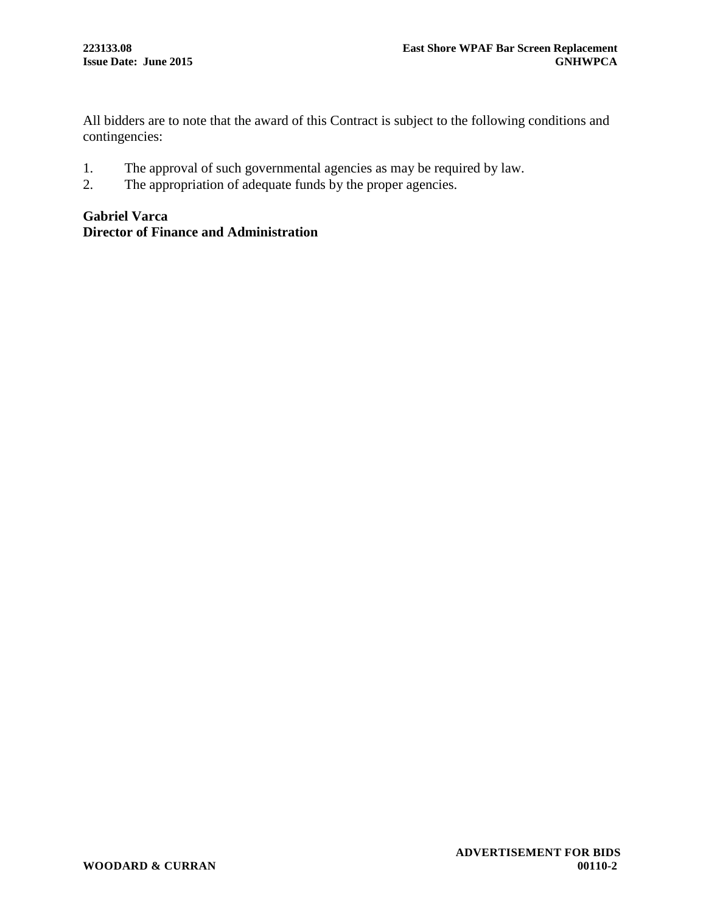All bidders are to note that the award of this Contract is subject to the following conditions and contingencies:

1. The approval of such governmental agencies as may be required by law.
2. The appropriation of adequate funds by the proper agencies.

**Gabriel Varca**
**Director of Finance and Administration**